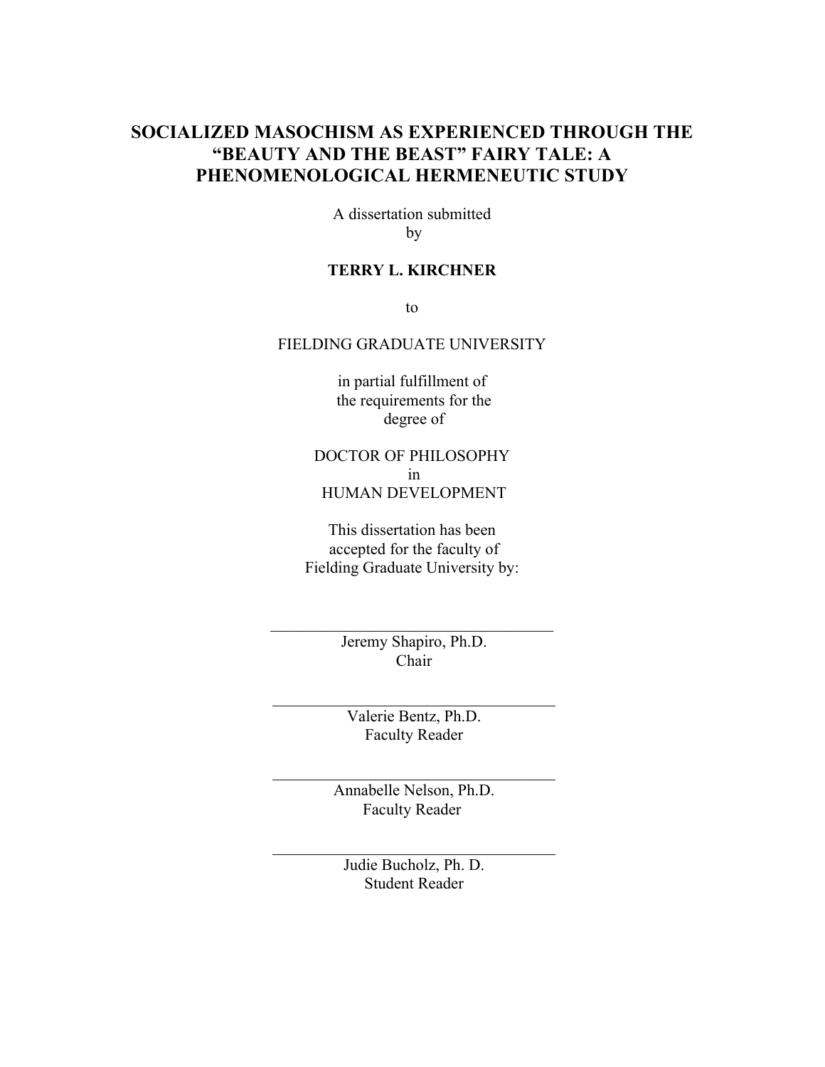# SOCIALIZED MASOCHISM AS EXPERIENCED THROUGH THE "BEAUTY AND THE BEAST" FAIRY TALE: A PHENOMENOLOGICAL HERMENEUTIC STUDY

A dissertation submitted
by

**TERRY L. KIRCHNER**

to

FIELDING GRADUATE UNIVERSITY

in partial fulfillment of
the requirements for the
degree of

DOCTOR OF PHILOSOPHY
in
HUMAN DEVELOPMENT

This dissertation has been
accepted for the faculty of
Fielding Graduate University by:

---

Jeremy Shapiro, Ph.D.
Chair

---

Valerie Bentz, Ph.D.
Faculty Reader

---

Annabelle Nelson, Ph.D.
Faculty Reader

---

Judie Bucholz, Ph. D.
Student Reader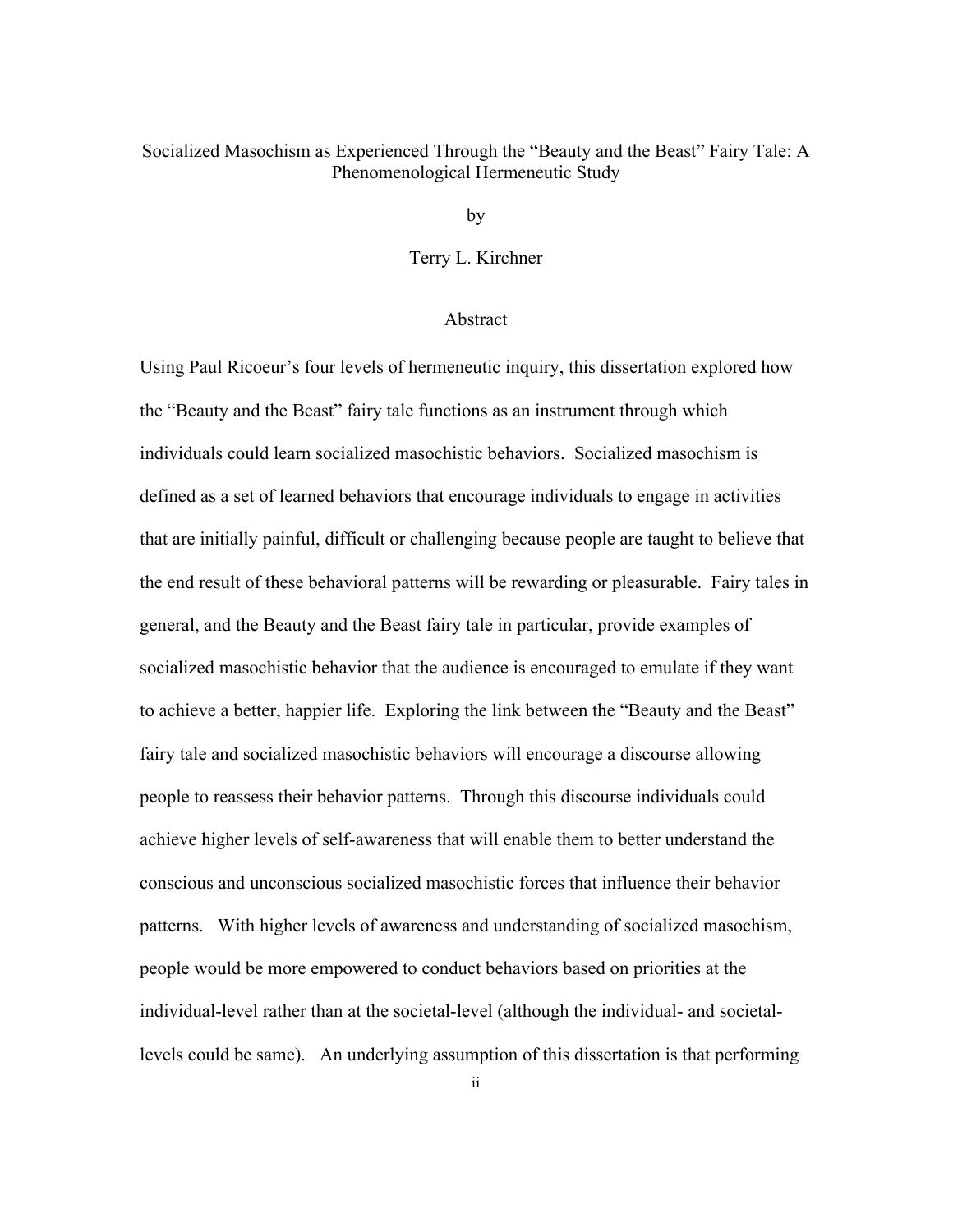# Socialized Masochism as Experienced Through the "Beauty and the Beast" Fairy Tale: A Phenomenological Hermeneutic Study

by

Terry L. Kirchner

## Abstract

Using Paul Ricoeur's four levels of hermeneutic inquiry, this dissertation explored how the "Beauty and the Beast" fairy tale functions as an instrument through which individuals could learn socialized masochistic behaviors. Socialized masochism is defined as a set of learned behaviors that encourage individuals to engage in activities that are initially painful, difficult or challenging because people are taught to believe that the end result of these behavioral patterns will be rewarding or pleasurable. Fairy tales in general, and the Beauty and the Beast fairy tale in particular, provide examples of socialized masochistic behavior that the audience is encouraged to emulate if they want to achieve a better, happier life. Exploring the link between the "Beauty and the Beast" fairy tale and socialized masochistic behaviors will encourage a discourse allowing people to reassess their behavior patterns. Through this discourse individuals could achieve higher levels of self-awareness that will enable them to better understand the conscious and unconscious socialized masochistic forces that influence their behavior patterns. With higher levels of awareness and understanding of socialized masochism, people would be more empowered to conduct behaviors based on priorities at the individual-level rather than at the societal-level (although the individual- and societal-levels could be same). An underlying assumption of this dissertation is that performing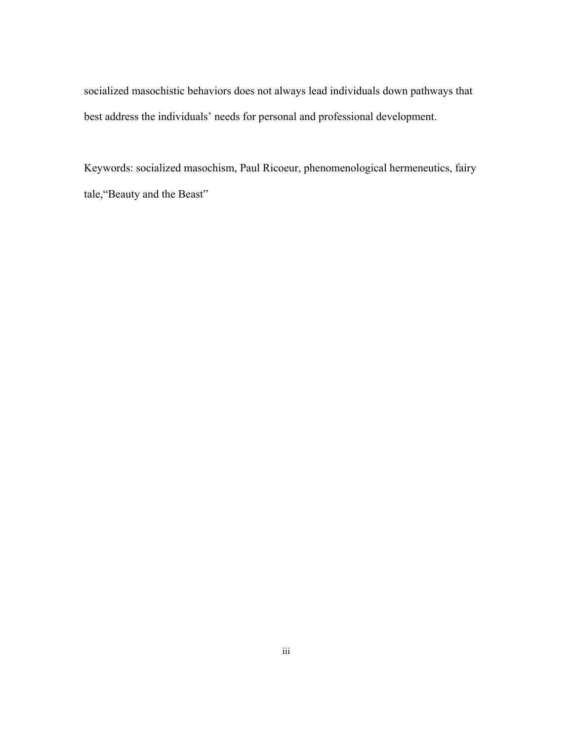socialized masochistic behaviors does not always lead individuals down pathways that best address the individuals' needs for personal and professional development.

Keywords: socialized masochism, Paul Ricoeur, phenomenological hermeneutics, fairy tale,"Beauty and the Beast"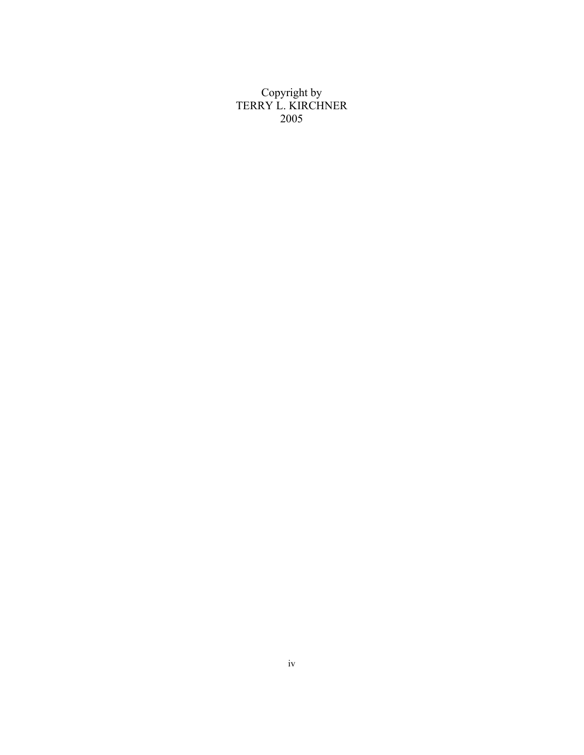Copyright by
TERRY L. KIRCHNER
2005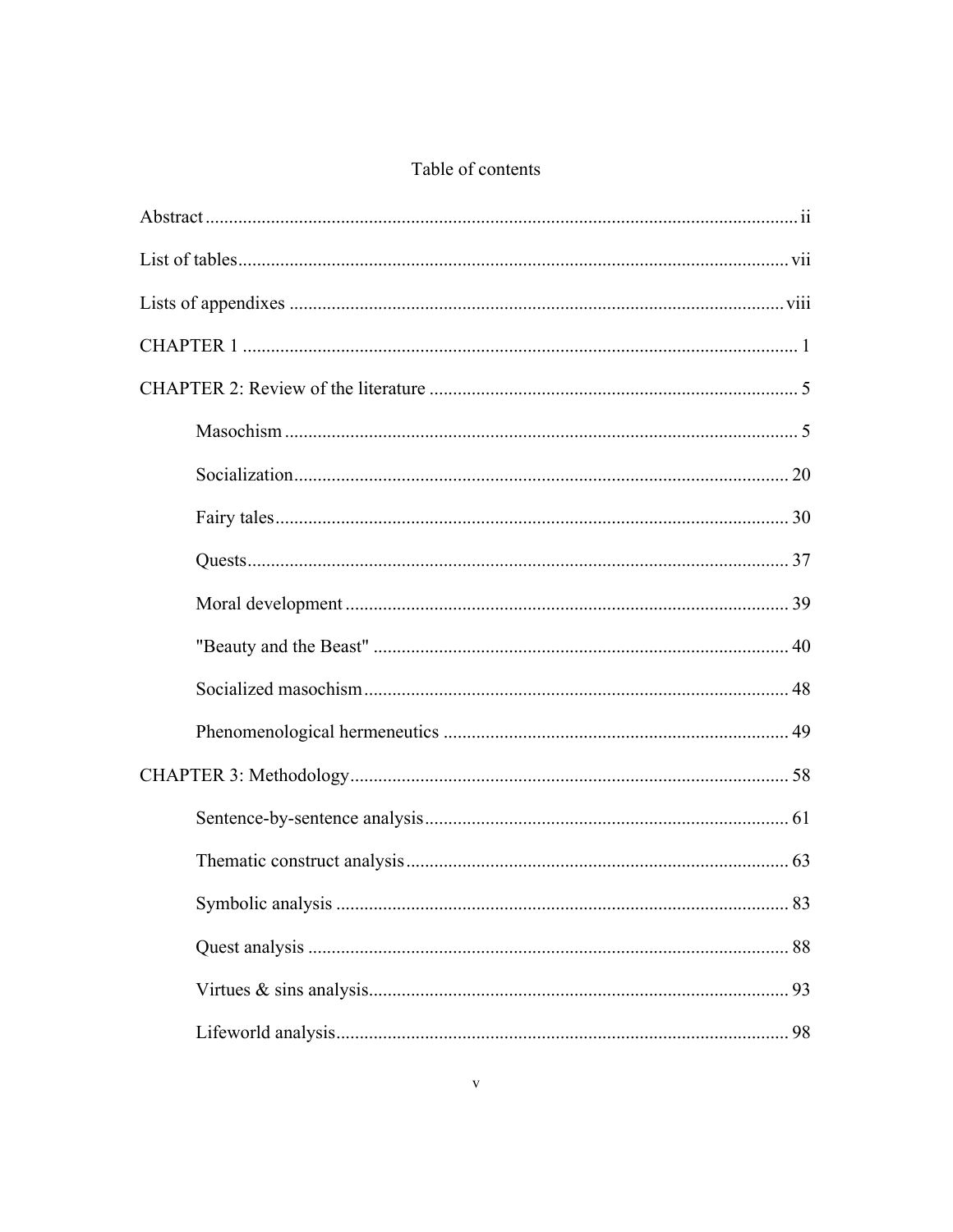# Table of contents

Abstract .......... ii

List of tables .......... vii

Lists of appendixes .......... viii

CHAPTER 1 .......... 1

CHAPTER 2: Review of the literature .......... 5

- Masochism .......... 5
- Socialization .......... 20
- Fairy tales .......... 30
- Quests .......... 37
- Moral development .......... 39
- "Beauty and the Beast" .......... 40
- Socialized masochism .......... 48
- Phenomenological hermeneutics .......... 49

CHAPTER 3: Methodology .......... 58

- Sentence-by-sentence analysis .......... 61
- Thematic construct analysis .......... 63
- Symbolic analysis .......... 83
- Quest analysis .......... 88
- Virtues & sins analysis .......... 93
- Lifeworld analysis .......... 98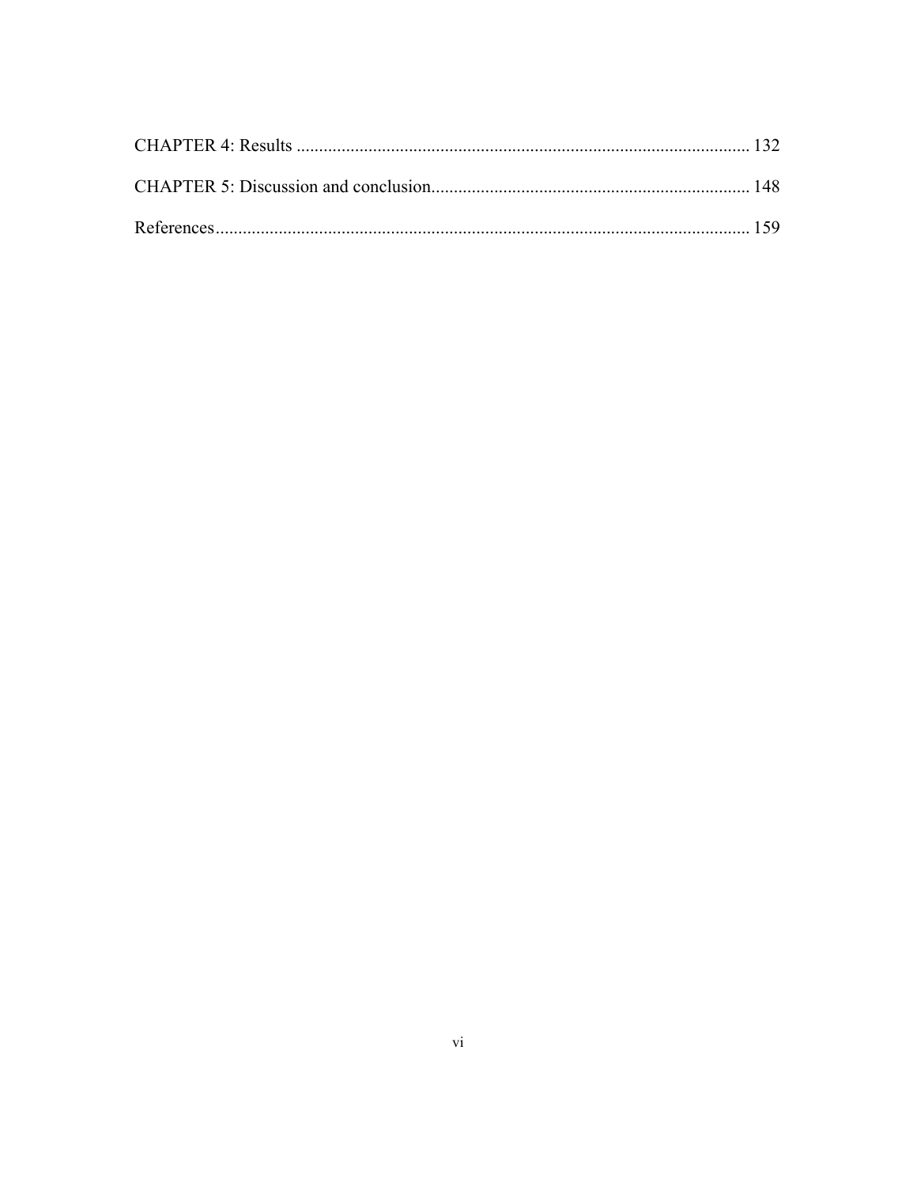CHAPTER 4: Results .................................................................................................... 132

CHAPTER 5: Discussion and conclusion...................................................................... 148

References....................................................................................................................... 159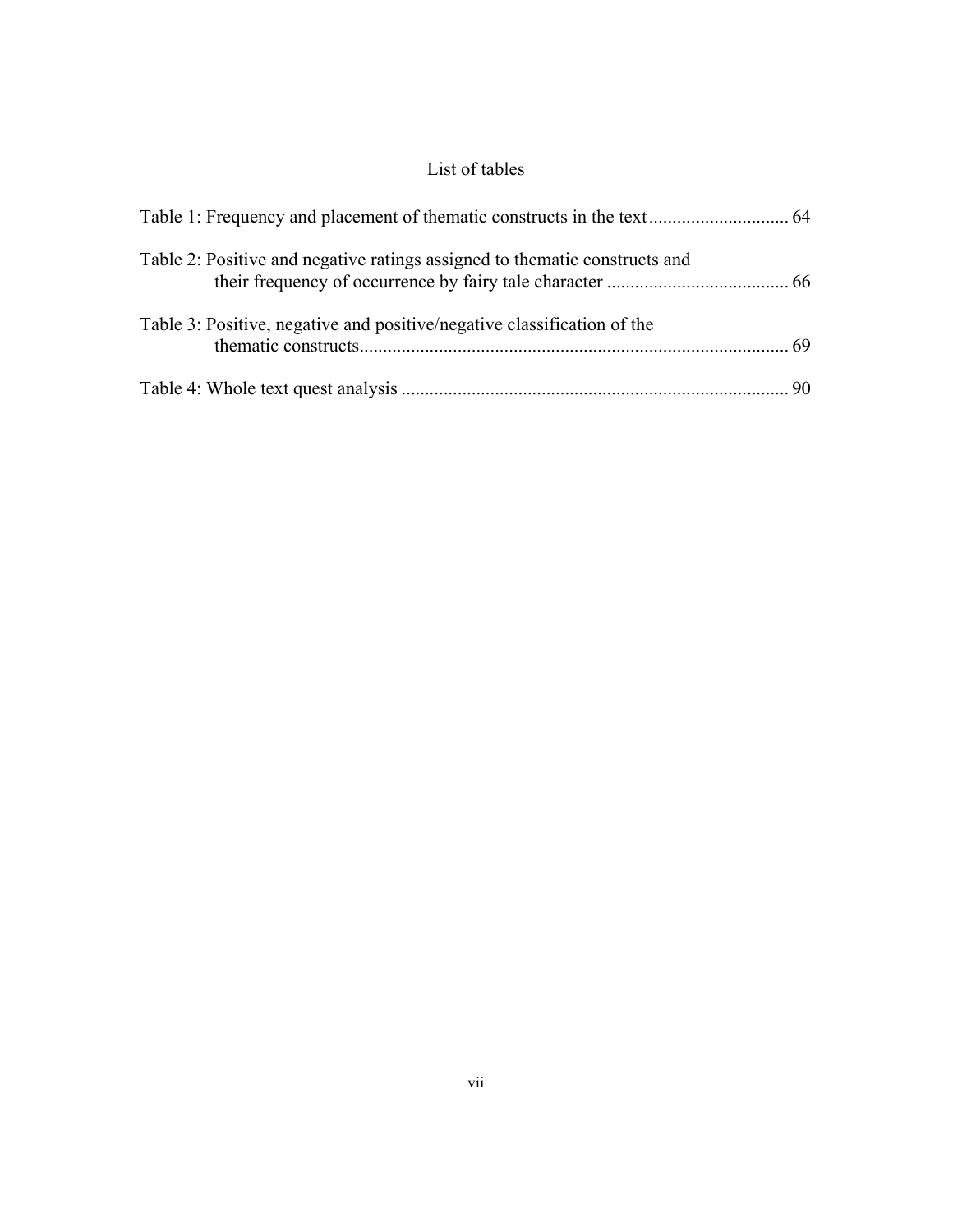# List of tables

Table 1: Frequency and placement of thematic constructs in the text .............................. 64

Table 2: Positive and negative ratings assigned to thematic constructs and their frequency of occurrence by fairy tale character ....................................... 66

Table 3: Positive, negative and positive/negative classification of the thematic constructs........................................................................................... 69

Table 4: Whole text quest analysis .................................................................................. 90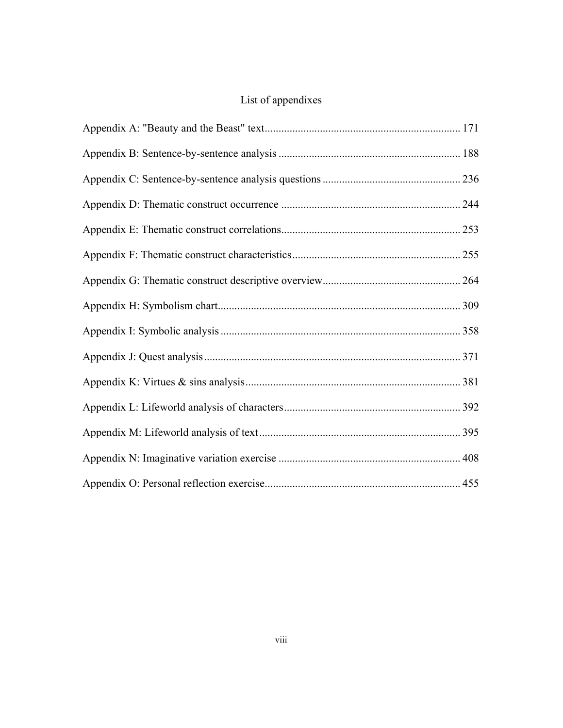# List of appendixes

Appendix A: "Beauty and the Beast" text ...................................................................... 171

Appendix B: Sentence-by-sentence analysis ................................................................. 188

Appendix C: Sentence-by-sentence analysis questions ................................................. 236

Appendix D: Thematic construct occurrence ................................................................ 244

Appendix E: Thematic construct correlations................................................................ 253

Appendix F: Thematic construct characteristics............................................................ 255

Appendix G: Thematic construct descriptive overview................................................. 264

Appendix H: Symbolism chart....................................................................................... 309

Appendix I: Symbolic analysis ...................................................................................... 358

Appendix J: Quest analysis............................................................................................ 371

Appendix K: Virtues & sins analysis............................................................................. 381

Appendix L: Lifeworld analysis of characters............................................................... 392

Appendix M: Lifeworld analysis of text........................................................................ 395

Appendix N: Imaginative variation exercise ................................................................. 408

Appendix O: Personal reflection exercise...................................................................... 455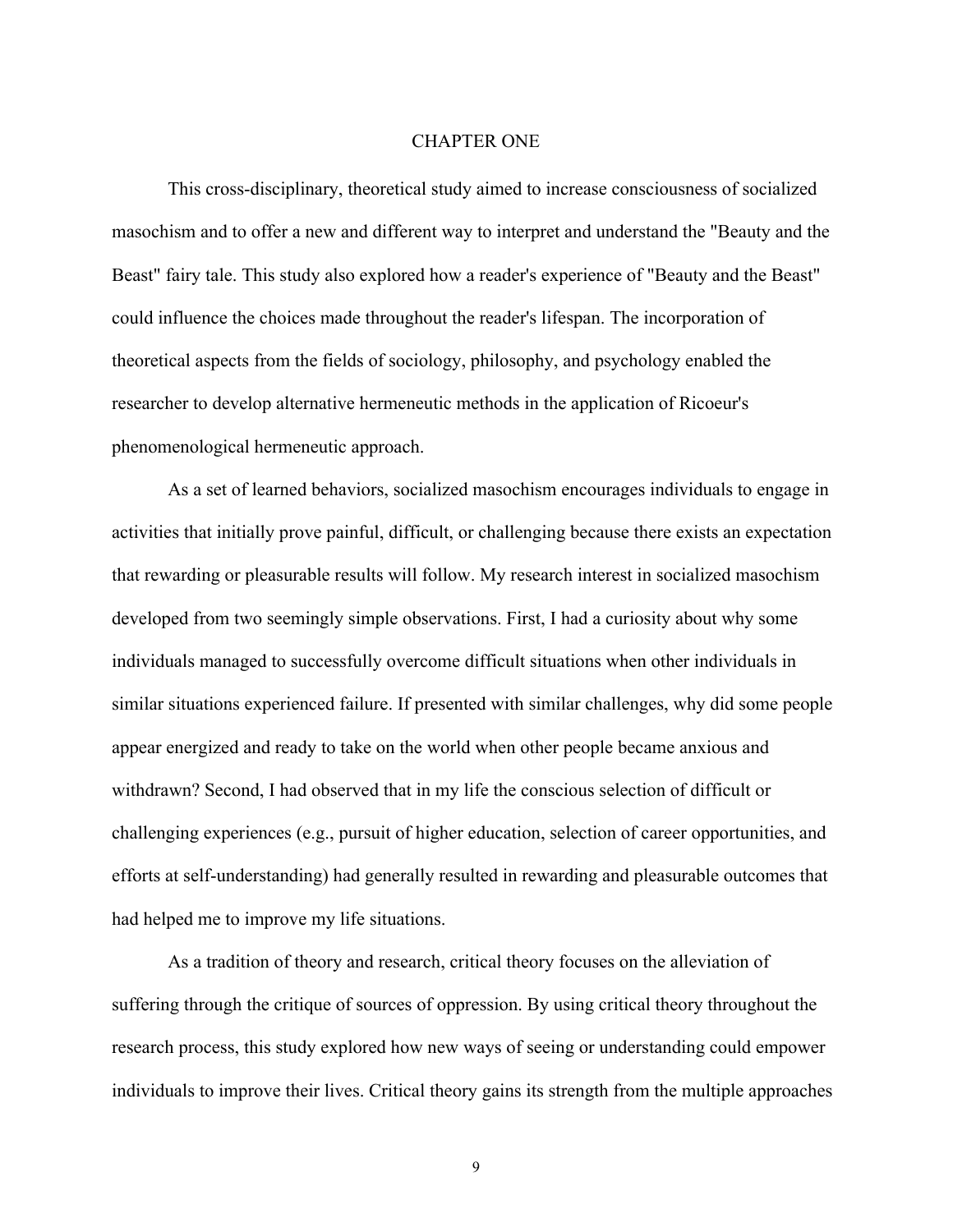# CHAPTER ONE

This cross-disciplinary, theoretical study aimed to increase consciousness of socialized masochism and to offer a new and different way to interpret and understand the "Beauty and the Beast" fairy tale. This study also explored how a reader's experience of "Beauty and the Beast" could influence the choices made throughout the reader's lifespan. The incorporation of theoretical aspects from the fields of sociology, philosophy, and psychology enabled the researcher to develop alternative hermeneutic methods in the application of Ricoeur's phenomenological hermeneutic approach.

As a set of learned behaviors, socialized masochism encourages individuals to engage in activities that initially prove painful, difficult, or challenging because there exists an expectation that rewarding or pleasurable results will follow. My research interest in socialized masochism developed from two seemingly simple observations. First, I had a curiosity about why some individuals managed to successfully overcome difficult situations when other individuals in similar situations experienced failure. If presented with similar challenges, why did some people appear energized and ready to take on the world when other people became anxious and withdrawn? Second, I had observed that in my life the conscious selection of difficult or challenging experiences (e.g., pursuit of higher education, selection of career opportunities, and efforts at self-understanding) had generally resulted in rewarding and pleasurable outcomes that had helped me to improve my life situations.

As a tradition of theory and research, critical theory focuses on the alleviation of suffering through the critique of sources of oppression. By using critical theory throughout the research process, this study explored how new ways of seeing or understanding could empower individuals to improve their lives. Critical theory gains its strength from the multiple approaches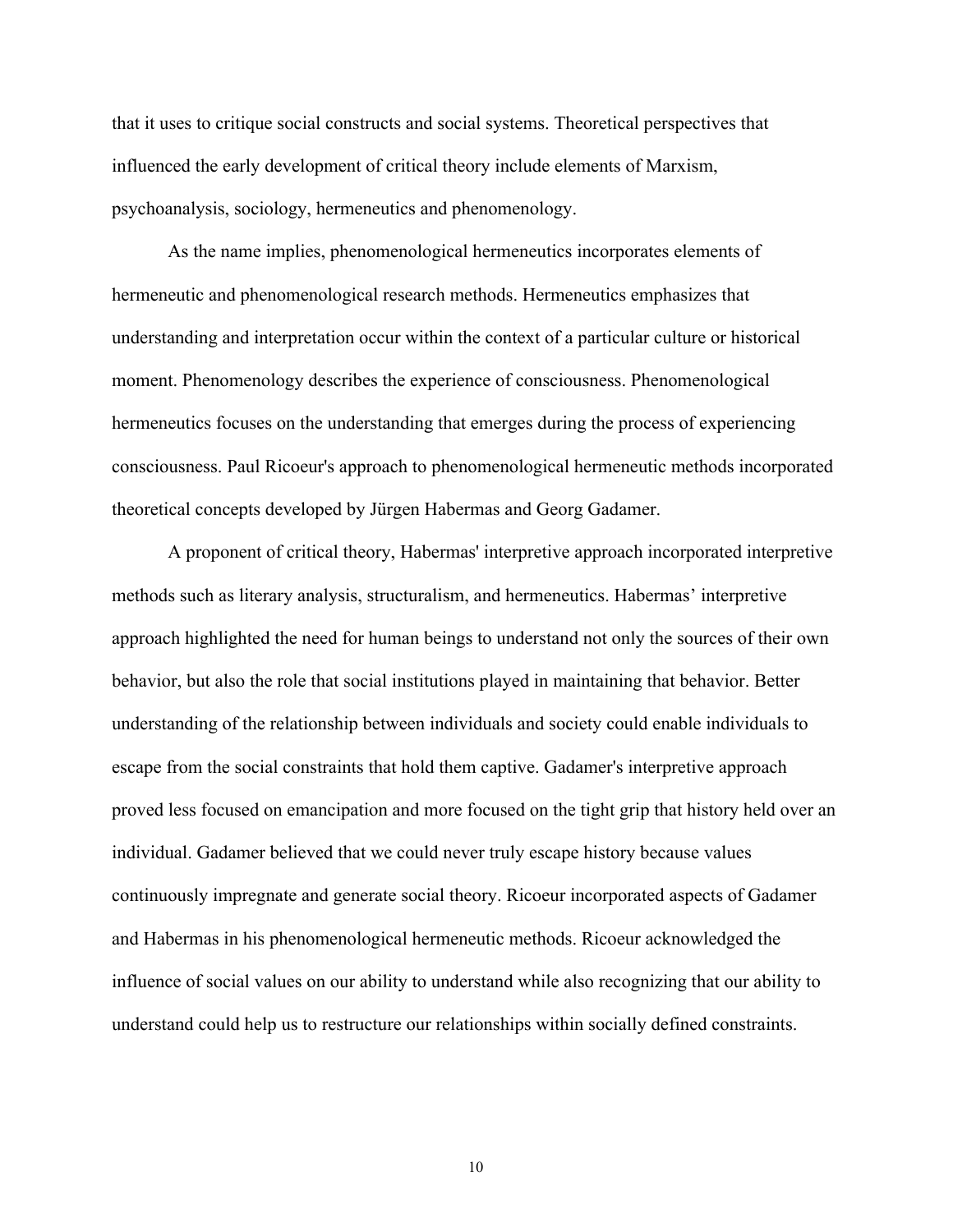that it uses to critique social constructs and social systems. Theoretical perspectives that influenced the early development of critical theory include elements of Marxism, psychoanalysis, sociology, hermeneutics and phenomenology.

As the name implies, phenomenological hermeneutics incorporates elements of hermeneutic and phenomenological research methods. Hermeneutics emphasizes that understanding and interpretation occur within the context of a particular culture or historical moment. Phenomenology describes the experience of consciousness. Phenomenological hermeneutics focuses on the understanding that emerges during the process of experiencing consciousness. Paul Ricoeur's approach to phenomenological hermeneutic methods incorporated theoretical concepts developed by Jürgen Habermas and Georg Gadamer.

A proponent of critical theory, Habermas' interpretive approach incorporated interpretive methods such as literary analysis, structuralism, and hermeneutics. Habermas' interpretive approach highlighted the need for human beings to understand not only the sources of their own behavior, but also the role that social institutions played in maintaining that behavior. Better understanding of the relationship between individuals and society could enable individuals to escape from the social constraints that hold them captive. Gadamer's interpretive approach proved less focused on emancipation and more focused on the tight grip that history held over an individual. Gadamer believed that we could never truly escape history because values continuously impregnate and generate social theory. Ricoeur incorporated aspects of Gadamer and Habermas in his phenomenological hermeneutic methods. Ricoeur acknowledged the influence of social values on our ability to understand while also recognizing that our ability to understand could help us to restructure our relationships within socially defined constraints.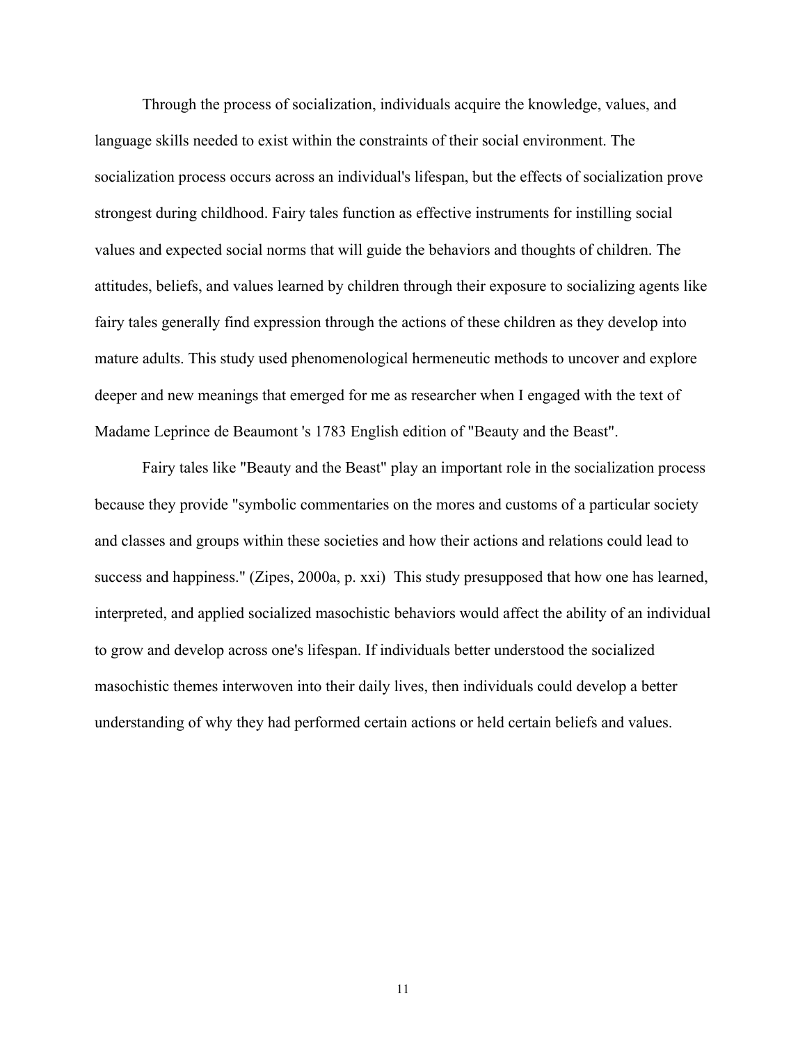Through the process of socialization, individuals acquire the knowledge, values, and language skills needed to exist within the constraints of their social environment. The socialization process occurs across an individual's lifespan, but the effects of socialization prove strongest during childhood. Fairy tales function as effective instruments for instilling social values and expected social norms that will guide the behaviors and thoughts of children. The attitudes, beliefs, and values learned by children through their exposure to socializing agents like fairy tales generally find expression through the actions of these children as they develop into mature adults. This study used phenomenological hermeneutic methods to uncover and explore deeper and new meanings that emerged for me as researcher when I engaged with the text of Madame Leprince de Beaumont 's 1783 English edition of "Beauty and the Beast".

Fairy tales like "Beauty and the Beast" play an important role in the socialization process because they provide "symbolic commentaries on the mores and customs of a particular society and classes and groups within these societies and how their actions and relations could lead to success and happiness." (Zipes, 2000a, p. xxi) This study presupposed that how one has learned, interpreted, and applied socialized masochistic behaviors would affect the ability of an individual to grow and develop across one's lifespan. If individuals better understood the socialized masochistic themes interwoven into their daily lives, then individuals could develop a better understanding of why they had performed certain actions or held certain beliefs and values.